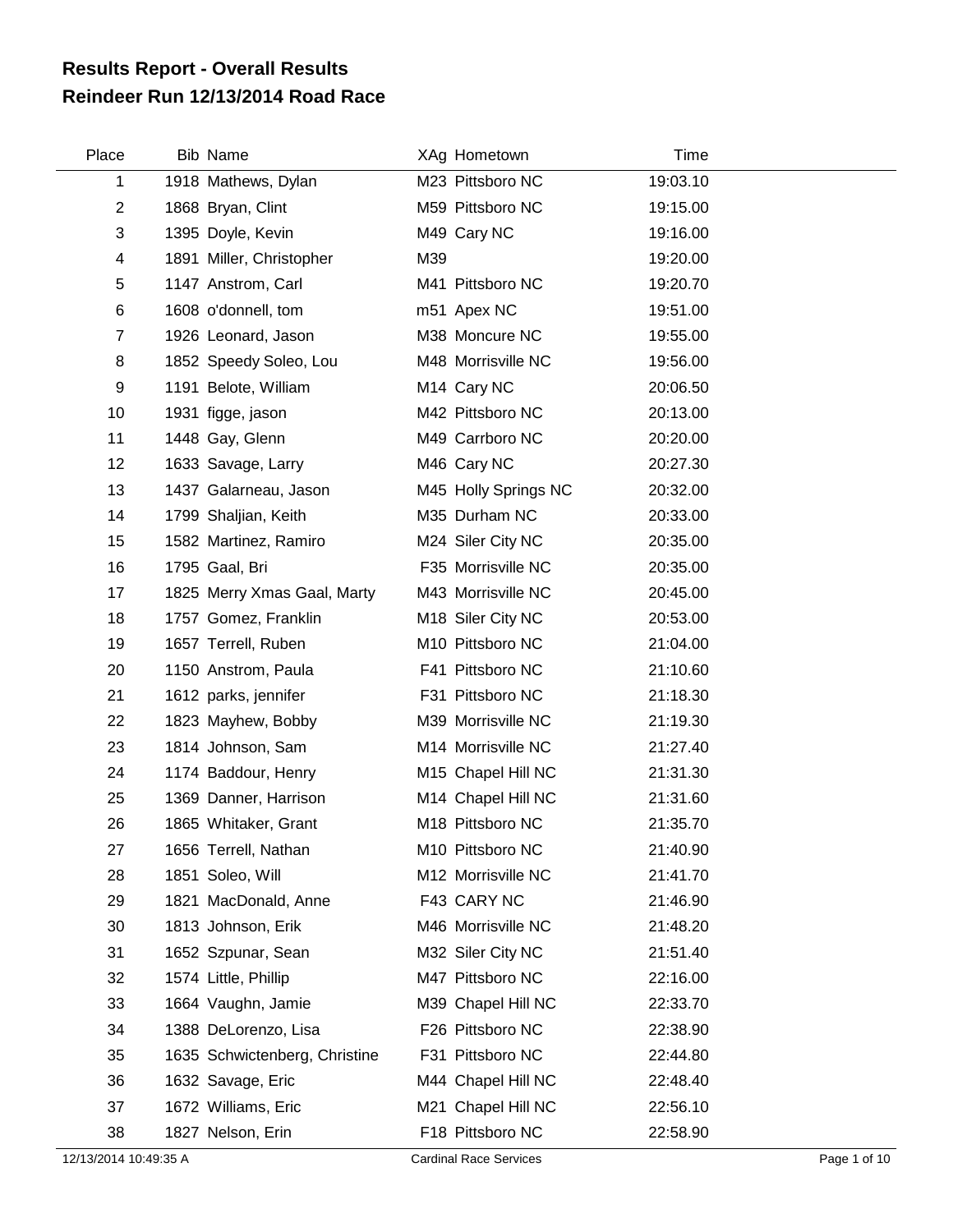# Results Report - Overall Results
## Reindeer Run 12/13/2014 Road Race

| Place | Bib | Name | XAg | Hometown | Time |
|---|---|---|---|---|---|
| 1 | 1918 | Mathews, Dylan | M23 | Pittsboro NC | 19:03.10 |
| 2 | 1868 | Bryan, Clint | M59 | Pittsboro NC | 19:15.00 |
| 3 | 1395 | Doyle, Kevin | M49 | Cary NC | 19:16.00 |
| 4 | 1891 | Miller, Christopher | M39 | | 19:20.00 |
| 5 | 1147 | Anstrom, Carl | M41 | Pittsboro NC | 19:20.70 |
| 6 | 1608 | o'donnell, tom | m51 | Apex NC | 19:51.00 |
| 7 | 1926 | Leonard, Jason | M38 | Moncure NC | 19:55.00 |
| 8 | 1852 | Speedy Soleo, Lou | M48 | Morrisville NC | 19:56.00 |
| 9 | 1191 | Belote, William | M14 | Cary NC | 20:06.50 |
| 10 | 1931 | figge, jason | M42 | Pittsboro NC | 20:13.00 |
| 11 | 1448 | Gay, Glenn | M49 | Carrboro NC | 20:20.00 |
| 12 | 1633 | Savage, Larry | M46 | Cary NC | 20:27.30 |
| 13 | 1437 | Galarneau, Jason | M45 | Holly Springs NC | 20:32.00 |
| 14 | 1799 | Shaljian, Keith | M35 | Durham NC | 20:33.00 |
| 15 | 1582 | Martinez, Ramiro | M24 | Siler City NC | 20:35.00 |
| 16 | 1795 | Gaal, Bri | F35 | Morrisville NC | 20:35.00 |
| 17 | 1825 | Merry Xmas Gaal, Marty | M43 | Morrisville NC | 20:45.00 |
| 18 | 1757 | Gomez, Franklin | M18 | Siler City NC | 20:53.00 |
| 19 | 1657 | Terrell, Ruben | M10 | Pittsboro NC | 21:04.00 |
| 20 | 1150 | Anstrom, Paula | F41 | Pittsboro NC | 21:10.60 |
| 21 | 1612 | parks, jennifer | F31 | Pittsboro NC | 21:18.30 |
| 22 | 1823 | Mayhew, Bobby | M39 | Morrisville NC | 21:19.30 |
| 23 | 1814 | Johnson, Sam | M14 | Morrisville NC | 21:27.40 |
| 24 | 1174 | Baddour, Henry | M15 | Chapel Hill NC | 21:31.30 |
| 25 | 1369 | Danner, Harrison | M14 | Chapel Hill NC | 21:31.60 |
| 26 | 1865 | Whitaker, Grant | M18 | Pittsboro NC | 21:35.70 |
| 27 | 1656 | Terrell, Nathan | M10 | Pittsboro NC | 21:40.90 |
| 28 | 1851 | Soleo, Will | M12 | Morrisville NC | 21:41.70 |
| 29 | 1821 | MacDonald, Anne | F43 | CARY NC | 21:46.90 |
| 30 | 1813 | Johnson, Erik | M46 | Morrisville NC | 21:48.20 |
| 31 | 1652 | Szpunar, Sean | M32 | Siler City NC | 21:51.40 |
| 32 | 1574 | Little, Phillip | M47 | Pittsboro NC | 22:16.00 |
| 33 | 1664 | Vaughn, Jamie | M39 | Chapel Hill NC | 22:33.70 |
| 34 | 1388 | DeLorenzo, Lisa | F26 | Pittsboro NC | 22:38.90 |
| 35 | 1635 | Schwictenberg, Christine | F31 | Pittsboro NC | 22:44.80 |
| 36 | 1632 | Savage, Eric | M44 | Chapel Hill NC | 22:48.40 |
| 37 | 1672 | Williams, Eric | M21 | Chapel Hill NC | 22:56.10 |
| 38 | 1827 | Nelson, Erin | F18 | Pittsboro NC | 22:58.90 |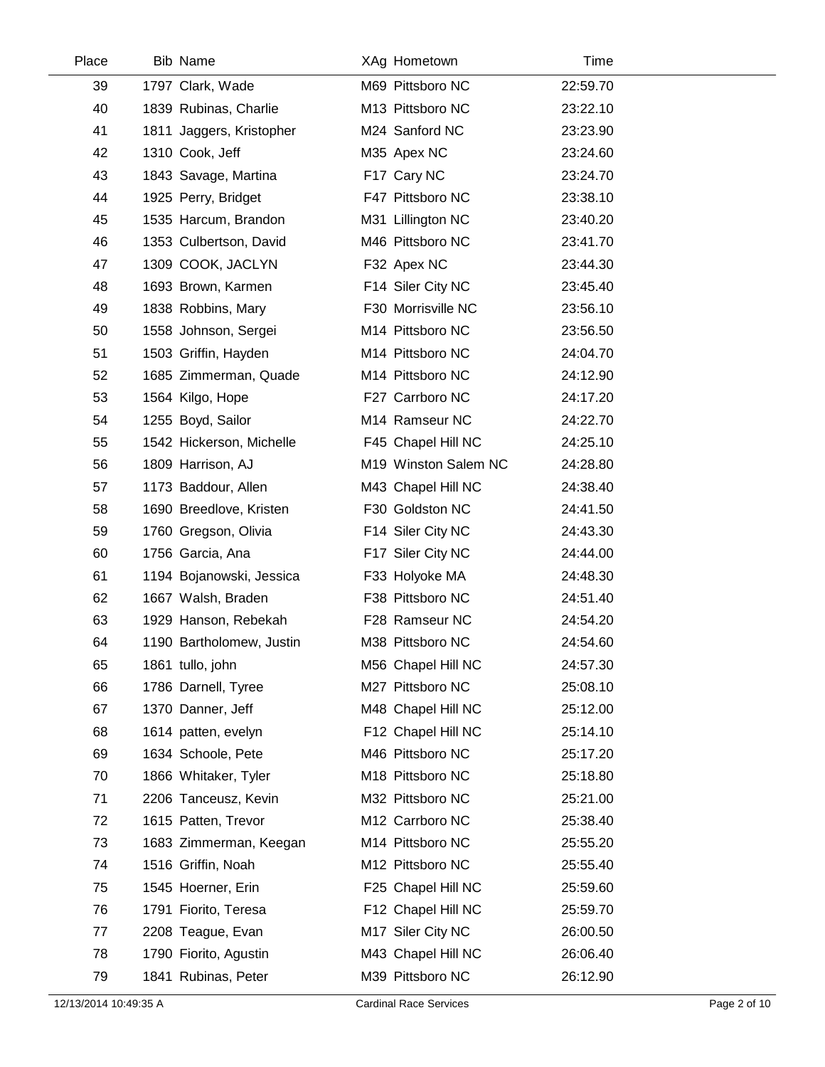| Place | Bib | Name | XAg | Hometown | Time |
|---|---|---|---|---|---|
| 39 | 1797 | Clark, Wade | M69 | Pittsboro NC | 22:59.70 |
| 40 | 1839 | Rubinas, Charlie | M13 | Pittsboro NC | 23:22.10 |
| 41 | 1811 | Jaggers, Kristopher | M24 | Sanford NC | 23:23.90 |
| 42 | 1310 | Cook, Jeff | M35 | Apex NC | 23:24.60 |
| 43 | 1843 | Savage, Martina | F17 | Cary NC | 23:24.70 |
| 44 | 1925 | Perry, Bridget | F47 | Pittsboro NC | 23:38.10 |
| 45 | 1535 | Harcum, Brandon | M31 | Lillington NC | 23:40.20 |
| 46 | 1353 | Culbertson, David | M46 | Pittsboro NC | 23:41.70 |
| 47 | 1309 | COOK, JACLYN | F32 | Apex NC | 23:44.30 |
| 48 | 1693 | Brown, Karmen | F14 | Siler City NC | 23:45.40 |
| 49 | 1838 | Robbins, Mary | F30 | Morrisville NC | 23:56.10 |
| 50 | 1558 | Johnson, Sergei | M14 | Pittsboro NC | 23:56.50 |
| 51 | 1503 | Griffin, Hayden | M14 | Pittsboro NC | 24:04.70 |
| 52 | 1685 | Zimmerman, Quade | M14 | Pittsboro NC | 24:12.90 |
| 53 | 1564 | Kilgo, Hope | F27 | Carrboro NC | 24:17.20 |
| 54 | 1255 | Boyd, Sailor | M14 | Ramseur NC | 24:22.70 |
| 55 | 1542 | Hickerson, Michelle | F45 | Chapel Hill NC | 24:25.10 |
| 56 | 1809 | Harrison, AJ | M19 | Winston Salem NC | 24:28.80 |
| 57 | 1173 | Baddour, Allen | M43 | Chapel Hill NC | 24:38.40 |
| 58 | 1690 | Breedlove, Kristen | F30 | Goldston NC | 24:41.50 |
| 59 | 1760 | Gregson, Olivia | F14 | Siler City NC | 24:43.30 |
| 60 | 1756 | Garcia, Ana | F17 | Siler City NC | 24:44.00 |
| 61 | 1194 | Bojanowski, Jessica | F33 | Holyoke MA | 24:48.30 |
| 62 | 1667 | Walsh, Braden | F38 | Pittsboro NC | 24:51.40 |
| 63 | 1929 | Hanson, Rebekah | F28 | Ramseur NC | 24:54.20 |
| 64 | 1190 | Bartholomew, Justin | M38 | Pittsboro NC | 24:54.60 |
| 65 | 1861 | tullo, john | M56 | Chapel Hill NC | 24:57.30 |
| 66 | 1786 | Darnell, Tyree | M27 | Pittsboro NC | 25:08.10 |
| 67 | 1370 | Danner, Jeff | M48 | Chapel Hill NC | 25:12.00 |
| 68 | 1614 | patten, evelyn | F12 | Chapel Hill NC | 25:14.10 |
| 69 | 1634 | Schoole, Pete | M46 | Pittsboro NC | 25:17.20 |
| 70 | 1866 | Whitaker, Tyler | M18 | Pittsboro NC | 25:18.80 |
| 71 | 2206 | Tanceusz, Kevin | M32 | Pittsboro NC | 25:21.00 |
| 72 | 1615 | Patten, Trevor | M12 | Carrboro NC | 25:38.40 |
| 73 | 1683 | Zimmerman, Keegan | M14 | Pittsboro NC | 25:55.20 |
| 74 | 1516 | Griffin, Noah | M12 | Pittsboro NC | 25:55.40 |
| 75 | 1545 | Hoerner, Erin | F25 | Chapel Hill NC | 25:59.60 |
| 76 | 1791 | Fiorito, Teresa | F12 | Chapel Hill NC | 25:59.70 |
| 77 | 2208 | Teague, Evan | M17 | Siler City NC | 26:00.50 |
| 78 | 1790 | Fiorito, Agustin | M43 | Chapel Hill NC | 26:06.40 |
| 79 | 1841 | Rubinas, Peter | M39 | Pittsboro NC | 26:12.90 |

12/13/2014 10:49:35 A Cardinal Race Services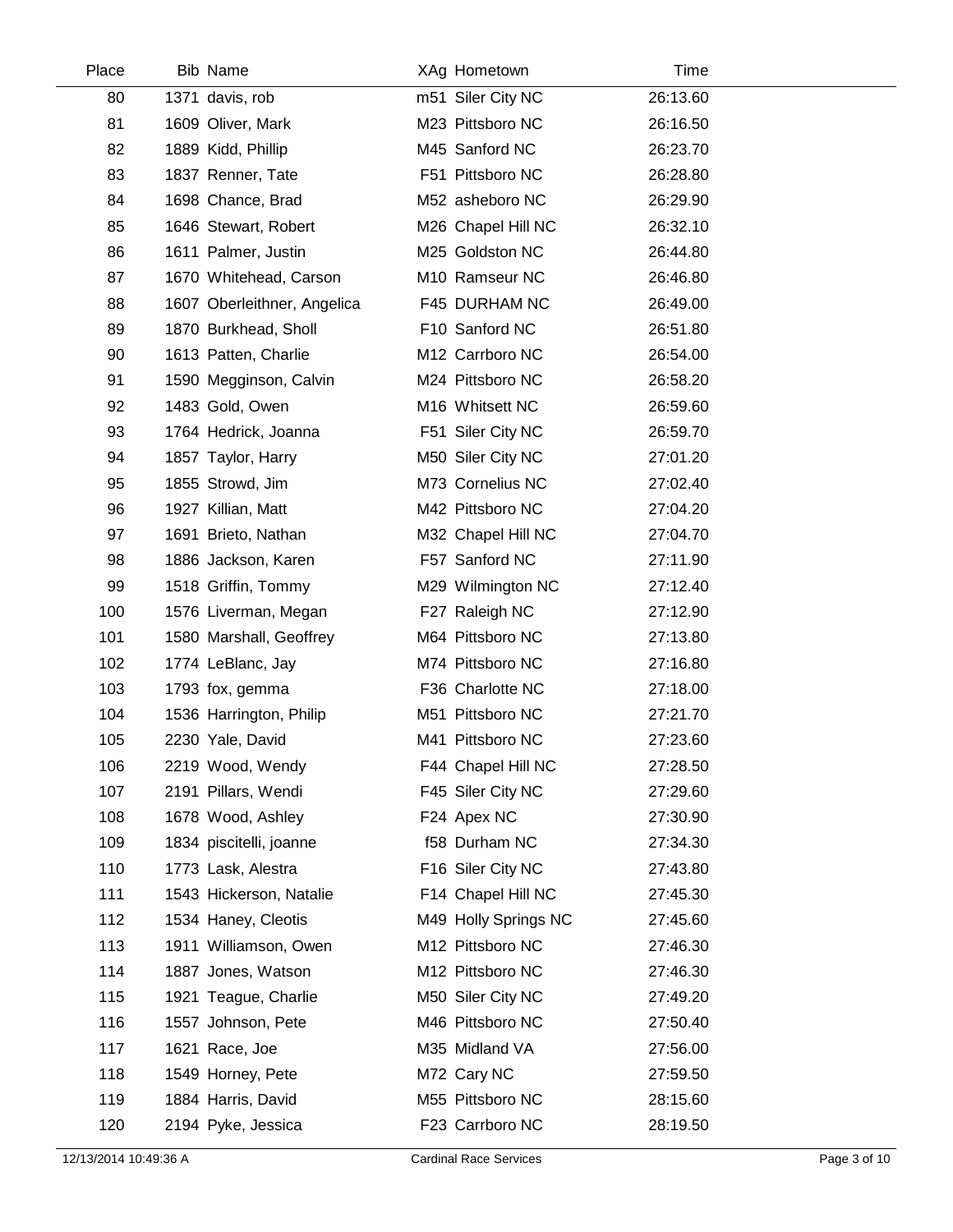| Place | Bib | Name | XAg | Hometown | Time |
|---|---|---|---|---|---|
| 80 | 1371 | davis, rob | m51 | Siler City NC | 26:13.60 |
| 81 | 1609 | Oliver, Mark | M23 | Pittsboro NC | 26:16.50 |
| 82 | 1889 | Kidd, Phillip | M45 | Sanford NC | 26:23.70 |
| 83 | 1837 | Renner, Tate | F51 | Pittsboro NC | 26:28.80 |
| 84 | 1698 | Chance, Brad | M52 | asheboro NC | 26:29.90 |
| 85 | 1646 | Stewart, Robert | M26 | Chapel Hill NC | 26:32.10 |
| 86 | 1611 | Palmer, Justin | M25 | Goldston NC | 26:44.80 |
| 87 | 1670 | Whitehead, Carson | M10 | Ramseur NC | 26:46.80 |
| 88 | 1607 | Oberleithner, Angelica | F45 | DURHAM NC | 26:49.00 |
| 89 | 1870 | Burkhead, Sholl | F10 | Sanford NC | 26:51.80 |
| 90 | 1613 | Patten, Charlie | M12 | Carrboro NC | 26:54.00 |
| 91 | 1590 | Megginson, Calvin | M24 | Pittsboro NC | 26:58.20 |
| 92 | 1483 | Gold, Owen | M16 | Whitsett NC | 26:59.60 |
| 93 | 1764 | Hedrick, Joanna | F51 | Siler City NC | 26:59.70 |
| 94 | 1857 | Taylor, Harry | M50 | Siler City NC | 27:01.20 |
| 95 | 1855 | Strowd, Jim | M73 | Cornelius NC | 27:02.40 |
| 96 | 1927 | Killian, Matt | M42 | Pittsboro NC | 27:04.20 |
| 97 | 1691 | Brieto, Nathan | M32 | Chapel Hill NC | 27:04.70 |
| 98 | 1886 | Jackson, Karen | F57 | Sanford NC | 27:11.90 |
| 99 | 1518 | Griffin, Tommy | M29 | Wilmington NC | 27:12.40 |
| 100 | 1576 | Liverman, Megan | F27 | Raleigh NC | 27:12.90 |
| 101 | 1580 | Marshall, Geoffrey | M64 | Pittsboro NC | 27:13.80 |
| 102 | 1774 | LeBlanc, Jay | M74 | Pittsboro NC | 27:16.80 |
| 103 | 1793 | fox, gemma | F36 | Charlotte NC | 27:18.00 |
| 104 | 1536 | Harrington, Philip | M51 | Pittsboro NC | 27:21.70 |
| 105 | 2230 | Yale, David | M41 | Pittsboro NC | 27:23.60 |
| 106 | 2219 | Wood, Wendy | F44 | Chapel Hill NC | 27:28.50 |
| 107 | 2191 | Pillars, Wendi | F45 | Siler City NC | 27:29.60 |
| 108 | 1678 | Wood, Ashley | F24 | Apex NC | 27:30.90 |
| 109 | 1834 | piscitelli, joanne | f58 | Durham NC | 27:34.30 |
| 110 | 1773 | Lask, Alestra | F16 | Siler City NC | 27:43.80 |
| 111 | 1543 | Hickerson, Natalie | F14 | Chapel Hill NC | 27:45.30 |
| 112 | 1534 | Haney, Cleotis | M49 | Holly Springs NC | 27:45.60 |
| 113 | 1911 | Williamson, Owen | M12 | Pittsboro NC | 27:46.30 |
| 114 | 1887 | Jones, Watson | M12 | Pittsboro NC | 27:46.30 |
| 115 | 1921 | Teague, Charlie | M50 | Siler City NC | 27:49.20 |
| 116 | 1557 | Johnson, Pete | M46 | Pittsboro NC | 27:50.40 |
| 117 | 1621 | Race, Joe | M35 | Midland VA | 27:56.00 |
| 118 | 1549 | Horney, Pete | M72 | Cary NC | 27:59.50 |
| 119 | 1884 | Harris, David | M55 | Pittsboro NC | 28:15.60 |
| 120 | 2194 | Pyke, Jessica | F23 | Carrboro NC | 28:19.50 |

12/13/2014 10:49:36 A Cardinal Race Services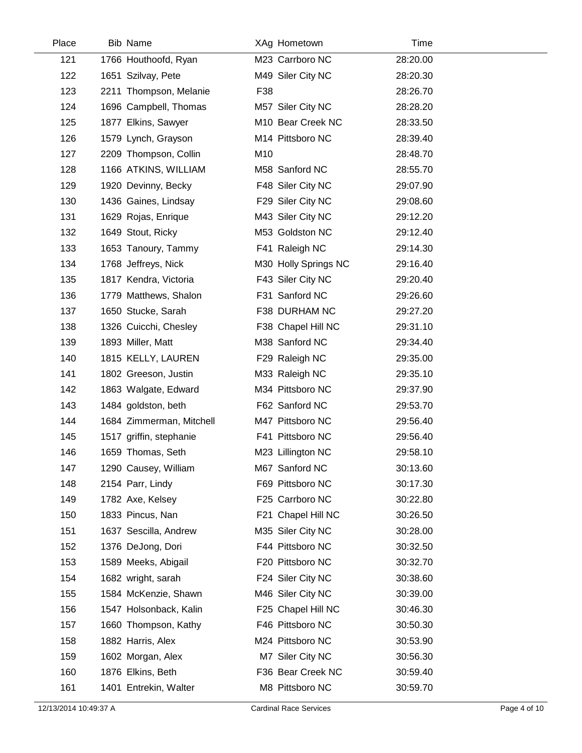| Place | Bib | Name | XAg | Hometown | Time |
|---|---|---|---|---|---|
| 121 | 1766 | Houthoofd, Ryan | M23 | Carrboro NC | 28:20.00 |
| 122 | 1651 | Szilvay, Pete | M49 | Siler City NC | 28:20.30 |
| 123 | 2211 | Thompson, Melanie | F38 | | 28:26.70 |
| 124 | 1696 | Campbell, Thomas | M57 | Siler City NC | 28:28.20 |
| 125 | 1877 | Elkins, Sawyer | M10 | Bear Creek NC | 28:33.50 |
| 126 | 1579 | Lynch, Grayson | M14 | Pittsboro NC | 28:39.40 |
| 127 | 2209 | Thompson, Collin | M10 | | 28:48.70 |
| 128 | 1166 | ATKINS, WILLIAM | M58 | Sanford NC | 28:55.70 |
| 129 | 1920 | Devinny, Becky | F48 | Siler City NC | 29:07.90 |
| 130 | 1436 | Gaines, Lindsay | F29 | Siler City NC | 29:08.60 |
| 131 | 1629 | Rojas, Enrique | M43 | Siler City NC | 29:12.20 |
| 132 | 1649 | Stout, Ricky | M53 | Goldston NC | 29:12.40 |
| 133 | 1653 | Tanoury, Tammy | F41 | Raleigh NC | 29:14.30 |
| 134 | 1768 | Jeffreys, Nick | M30 | Holly Springs NC | 29:16.40 |
| 135 | 1817 | Kendra, Victoria | F43 | Siler City NC | 29:20.40 |
| 136 | 1779 | Matthews, Shalon | F31 | Sanford NC | 29:26.60 |
| 137 | 1650 | Stucke, Sarah | F38 | DURHAM NC | 29:27.20 |
| 138 | 1326 | Cuicchi, Chesley | F38 | Chapel Hill NC | 29:31.10 |
| 139 | 1893 | Miller, Matt | M38 | Sanford NC | 29:34.40 |
| 140 | 1815 | KELLY, LAUREN | F29 | Raleigh NC | 29:35.00 |
| 141 | 1802 | Greeson, Justin | M33 | Raleigh NC | 29:35.10 |
| 142 | 1863 | Walgate, Edward | M34 | Pittsboro NC | 29:37.90 |
| 143 | 1484 | goldston, beth | F62 | Sanford NC | 29:53.70 |
| 144 | 1684 | Zimmerman, Mitchell | M47 | Pittsboro NC | 29:56.40 |
| 145 | 1517 | griffin, stephanie | F41 | Pittsboro NC | 29:56.40 |
| 146 | 1659 | Thomas, Seth | M23 | Lillington NC | 29:58.10 |
| 147 | 1290 | Causey, William | M67 | Sanford NC | 30:13.60 |
| 148 | 2154 | Parr, Lindy | F69 | Pittsboro NC | 30:17.30 |
| 149 | 1782 | Axe, Kelsey | F25 | Carrboro NC | 30:22.80 |
| 150 | 1833 | Pincus, Nan | F21 | Chapel Hill NC | 30:26.50 |
| 151 | 1637 | Sescilla, Andrew | M35 | Siler City NC | 30:28.00 |
| 152 | 1376 | DeJong, Dori | F44 | Pittsboro NC | 30:32.50 |
| 153 | 1589 | Meeks, Abigail | F20 | Pittsboro NC | 30:32.70 |
| 154 | 1682 | wright, sarah | F24 | Siler City NC | 30:38.60 |
| 155 | 1584 | McKenzie, Shawn | M46 | Siler City NC | 30:39.00 |
| 156 | 1547 | Holsonback, Kalin | F25 | Chapel Hill NC | 30:46.30 |
| 157 | 1660 | Thompson, Kathy | F46 | Pittsboro NC | 30:50.30 |
| 158 | 1882 | Harris, Alex | M24 | Pittsboro NC | 30:53.90 |
| 159 | 1602 | Morgan, Alex | M7 | Siler City NC | 30:56.30 |
| 160 | 1876 | Elkins, Beth | F36 | Bear Creek NC | 30:59.40 |
| 161 | 1401 | Entrekin, Walter | M8 | Pittsboro NC | 30:59.70 |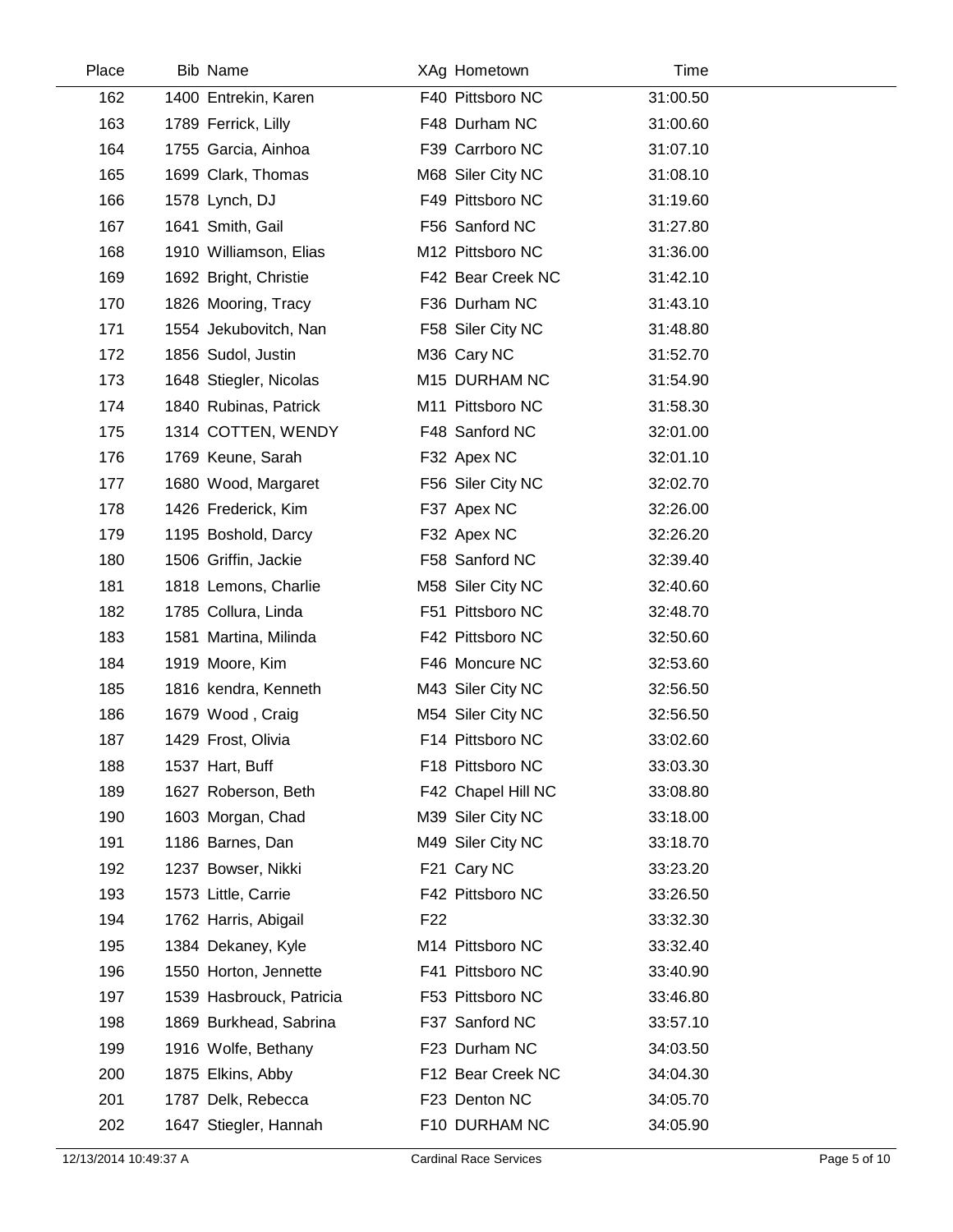| Place | Bib | Name | XAg | Hometown | Time |
|---|---|---|---|---|---|
| 162 | 1400 | Entrekin, Karen | F40 | Pittsboro NC | 31:00.50 |
| 163 | 1789 | Ferrick, Lilly | F48 | Durham NC | 31:00.60 |
| 164 | 1755 | Garcia, Ainhoa | F39 | Carrboro NC | 31:07.10 |
| 165 | 1699 | Clark, Thomas | M68 | Siler City NC | 31:08.10 |
| 166 | 1578 | Lynch, DJ | F49 | Pittsboro NC | 31:19.60 |
| 167 | 1641 | Smith, Gail | F56 | Sanford NC | 31:27.80 |
| 168 | 1910 | Williamson, Elias | M12 | Pittsboro NC | 31:36.00 |
| 169 | 1692 | Bright, Christie | F42 | Bear Creek NC | 31:42.10 |
| 170 | 1826 | Mooring, Tracy | F36 | Durham NC | 31:43.10 |
| 171 | 1554 | Jekubovitch, Nan | F58 | Siler City NC | 31:48.80 |
| 172 | 1856 | Sudol, Justin | M36 | Cary NC | 31:52.70 |
| 173 | 1648 | Stiegler, Nicolas | M15 | DURHAM NC | 31:54.90 |
| 174 | 1840 | Rubinas, Patrick | M11 | Pittsboro NC | 31:58.30 |
| 175 | 1314 | COTTEN, WENDY | F48 | Sanford NC | 32:01.00 |
| 176 | 1769 | Keune, Sarah | F32 | Apex NC | 32:01.10 |
| 177 | 1680 | Wood, Margaret | F56 | Siler City NC | 32:02.70 |
| 178 | 1426 | Frederick, Kim | F37 | Apex NC | 32:26.00 |
| 179 | 1195 | Boshold, Darcy | F32 | Apex NC | 32:26.20 |
| 180 | 1506 | Griffin, Jackie | F58 | Sanford NC | 32:39.40 |
| 181 | 1818 | Lemons, Charlie | M58 | Siler City NC | 32:40.60 |
| 182 | 1785 | Collura, Linda | F51 | Pittsboro NC | 32:48.70 |
| 183 | 1581 | Martina, Milinda | F42 | Pittsboro NC | 32:50.60 |
| 184 | 1919 | Moore, Kim | F46 | Moncure NC | 32:53.60 |
| 185 | 1816 | kendra, Kenneth | M43 | Siler City NC | 32:56.50 |
| 186 | 1679 | Wood , Craig | M54 | Siler City NC | 32:56.50 |
| 187 | 1429 | Frost, Olivia | F14 | Pittsboro NC | 33:02.60 |
| 188 | 1537 | Hart, Buff | F18 | Pittsboro NC | 33:03.30 |
| 189 | 1627 | Roberson, Beth | F42 | Chapel Hill NC | 33:08.80 |
| 190 | 1603 | Morgan, Chad | M39 | Siler City NC | 33:18.00 |
| 191 | 1186 | Barnes, Dan | M49 | Siler City NC | 33:18.70 |
| 192 | 1237 | Bowser, Nikki | F21 | Cary NC | 33:23.20 |
| 193 | 1573 | Little, Carrie | F42 | Pittsboro NC | 33:26.50 |
| 194 | 1762 | Harris, Abigail | F22 | | 33:32.30 |
| 195 | 1384 | Dekaney, Kyle | M14 | Pittsboro NC | 33:32.40 |
| 196 | 1550 | Horton, Jennette | F41 | Pittsboro NC | 33:40.90 |
| 197 | 1539 | Hasbrouck, Patricia | F53 | Pittsboro NC | 33:46.80 |
| 198 | 1869 | Burkhead, Sabrina | F37 | Sanford NC | 33:57.10 |
| 199 | 1916 | Wolfe, Bethany | F23 | Durham NC | 34:03.50 |
| 200 | 1875 | Elkins, Abby | F12 | Bear Creek NC | 34:04.30 |
| 201 | 1787 | Delk, Rebecca | F23 | Denton NC | 34:05.70 |
| 202 | 1647 | Stiegler, Hannah | F10 | DURHAM NC | 34:05.90 |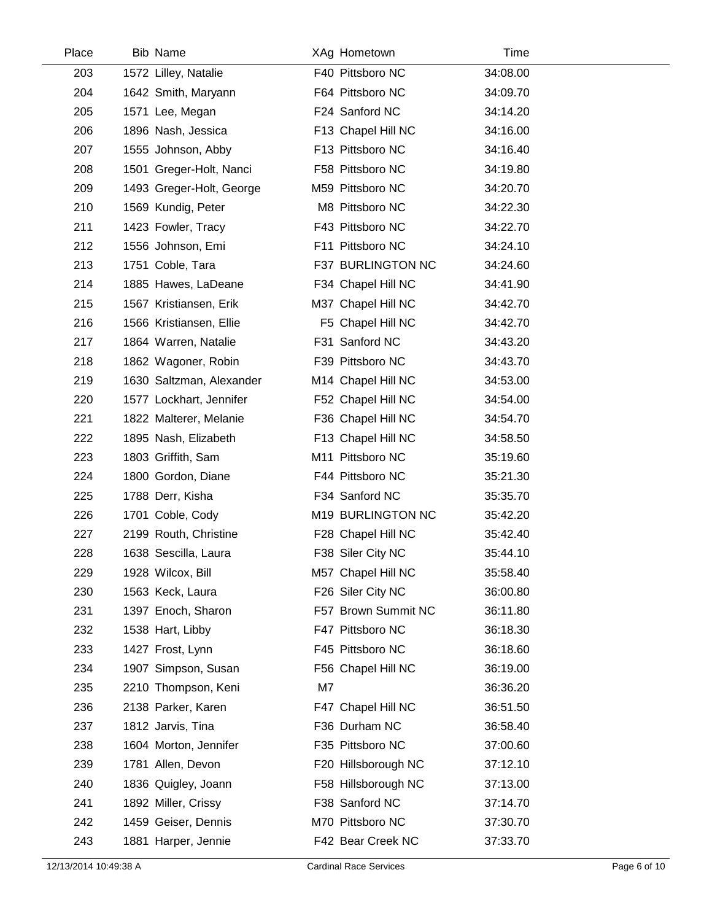| Place | Bib | Name | XAg | Hometown | Time |
|---|---|---|---|---|---|
| 203 | 1572 | Lilley, Natalie | F40 | Pittsboro NC | 34:08.00 |
| 204 | 1642 | Smith, Maryann | F64 | Pittsboro NC | 34:09.70 |
| 205 | 1571 | Lee, Megan | F24 | Sanford NC | 34:14.20 |
| 206 | 1896 | Nash, Jessica | F13 | Chapel Hill NC | 34:16.00 |
| 207 | 1555 | Johnson, Abby | F13 | Pittsboro NC | 34:16.40 |
| 208 | 1501 | Greger-Holt, Nanci | F58 | Pittsboro NC | 34:19.80 |
| 209 | 1493 | Greger-Holt, George | M59 | Pittsboro NC | 34:20.70 |
| 210 | 1569 | Kundig, Peter | M8 | Pittsboro NC | 34:22.30 |
| 211 | 1423 | Fowler, Tracy | F43 | Pittsboro NC | 34:22.70 |
| 212 | 1556 | Johnson, Emi | F11 | Pittsboro NC | 34:24.10 |
| 213 | 1751 | Coble, Tara | F37 | BURLINGTON NC | 34:24.60 |
| 214 | 1885 | Hawes, LaDeane | F34 | Chapel Hill NC | 34:41.90 |
| 215 | 1567 | Kristiansen, Erik | M37 | Chapel Hill NC | 34:42.70 |
| 216 | 1566 | Kristiansen, Ellie | F5 | Chapel Hill NC | 34:42.70 |
| 217 | 1864 | Warren, Natalie | F31 | Sanford NC | 34:43.20 |
| 218 | 1862 | Wagoner, Robin | F39 | Pittsboro NC | 34:43.70 |
| 219 | 1630 | Saltzman, Alexander | M14 | Chapel Hill NC | 34:53.00 |
| 220 | 1577 | Lockhart, Jennifer | F52 | Chapel Hill NC | 34:54.00 |
| 221 | 1822 | Malterer, Melanie | F36 | Chapel Hill NC | 34:54.70 |
| 222 | 1895 | Nash, Elizabeth | F13 | Chapel Hill NC | 34:58.50 |
| 223 | 1803 | Griffith, Sam | M11 | Pittsboro NC | 35:19.60 |
| 224 | 1800 | Gordon, Diane | F44 | Pittsboro NC | 35:21.30 |
| 225 | 1788 | Derr, Kisha | F34 | Sanford NC | 35:35.70 |
| 226 | 1701 | Coble, Cody | M19 | BURLINGTON NC | 35:42.20 |
| 227 | 2199 | Routh, Christine | F28 | Chapel Hill NC | 35:42.40 |
| 228 | 1638 | Sescilla, Laura | F38 | Siler City NC | 35:44.10 |
| 229 | 1928 | Wilcox, Bill | M57 | Chapel Hill NC | 35:58.40 |
| 230 | 1563 | Keck, Laura | F26 | Siler City NC | 36:00.80 |
| 231 | 1397 | Enoch, Sharon | F57 | Brown Summit NC | 36:11.80 |
| 232 | 1538 | Hart, Libby | F47 | Pittsboro NC | 36:18.30 |
| 233 | 1427 | Frost, Lynn | F45 | Pittsboro NC | 36:18.60 |
| 234 | 1907 | Simpson, Susan | F56 | Chapel Hill NC | 36:19.00 |
| 235 | 2210 | Thompson, Keni | M7 | | 36:36.20 |
| 236 | 2138 | Parker, Karen | F47 | Chapel Hill NC | 36:51.50 |
| 237 | 1812 | Jarvis, Tina | F36 | Durham NC | 36:58.40 |
| 238 | 1604 | Morton, Jennifer | F35 | Pittsboro NC | 37:00.60 |
| 239 | 1781 | Allen, Devon | F20 | Hillsborough NC | 37:12.10 |
| 240 | 1836 | Quigley, Joann | F58 | Hillsborough NC | 37:13.00 |
| 241 | 1892 | Miller, Crissy | F38 | Sanford NC | 37:14.70 |
| 242 | 1459 | Geiser, Dennis | M70 | Pittsboro NC | 37:30.70 |
| 243 | 1881 | Harper, Jennie | F42 | Bear Creek NC | 37:33.70 |

12/13/2014 10:49:38 A — Cardinal Race Services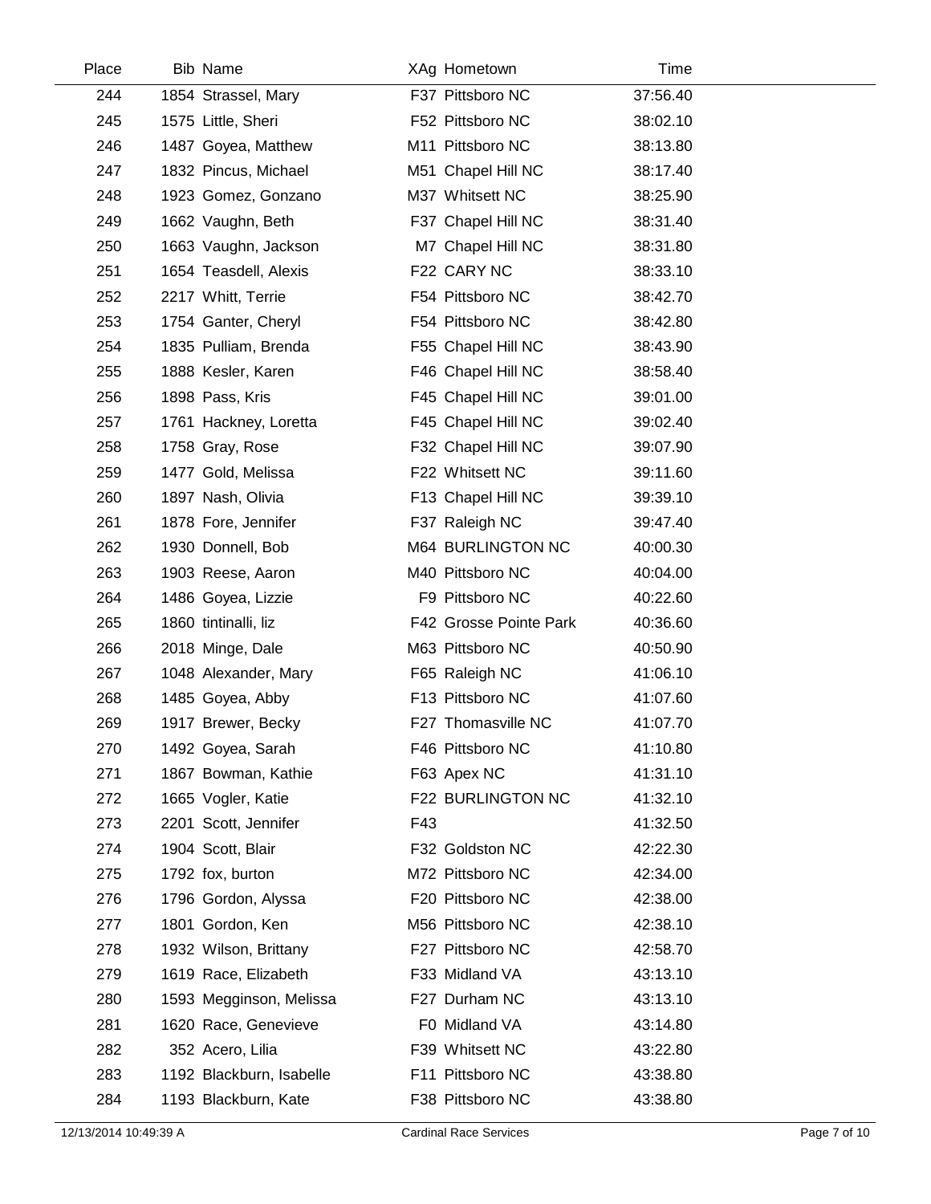| Place | Bib | Name | XAg | Hometown | Time |
|---|---|---|---|---|---|
| 244 | 1854 | Strassel, Mary | F37 | Pittsboro NC | 37:56.40 |
| 245 | 1575 | Little, Sheri | F52 | Pittsboro NC | 38:02.10 |
| 246 | 1487 | Goyea, Matthew | M11 | Pittsboro NC | 38:13.80 |
| 247 | 1832 | Pincus, Michael | M51 | Chapel Hill NC | 38:17.40 |
| 248 | 1923 | Gomez, Gonzano | M37 | Whitsett NC | 38:25.90 |
| 249 | 1662 | Vaughn, Beth | F37 | Chapel Hill NC | 38:31.40 |
| 250 | 1663 | Vaughn, Jackson | M7 | Chapel Hill NC | 38:31.80 |
| 251 | 1654 | Teasdell, Alexis | F22 | CARY NC | 38:33.10 |
| 252 | 2217 | Whitt, Terrie | F54 | Pittsboro NC | 38:42.70 |
| 253 | 1754 | Ganter, Cheryl | F54 | Pittsboro NC | 38:42.80 |
| 254 | 1835 | Pulliam, Brenda | F55 | Chapel Hill NC | 38:43.90 |
| 255 | 1888 | Kesler, Karen | F46 | Chapel Hill NC | 38:58.40 |
| 256 | 1898 | Pass, Kris | F45 | Chapel Hill NC | 39:01.00 |
| 257 | 1761 | Hackney, Loretta | F45 | Chapel Hill NC | 39:02.40 |
| 258 | 1758 | Gray, Rose | F32 | Chapel Hill NC | 39:07.90 |
| 259 | 1477 | Gold, Melissa | F22 | Whitsett NC | 39:11.60 |
| 260 | 1897 | Nash, Olivia | F13 | Chapel Hill NC | 39:39.10 |
| 261 | 1878 | Fore, Jennifer | F37 | Raleigh NC | 39:47.40 |
| 262 | 1930 | Donnell, Bob | M64 | BURLINGTON NC | 40:00.30 |
| 263 | 1903 | Reese, Aaron | M40 | Pittsboro NC | 40:04.00 |
| 264 | 1486 | Goyea, Lizzie | F9 | Pittsboro NC | 40:22.60 |
| 265 | 1860 | tintinalli, liz | F42 | Grosse Pointe Park | 40:36.60 |
| 266 | 2018 | Minge, Dale | M63 | Pittsboro NC | 40:50.90 |
| 267 | 1048 | Alexander, Mary | F65 | Raleigh NC | 41:06.10 |
| 268 | 1485 | Goyea, Abby | F13 | Pittsboro NC | 41:07.60 |
| 269 | 1917 | Brewer, Becky | F27 | Thomasville NC | 41:07.70 |
| 270 | 1492 | Goyea, Sarah | F46 | Pittsboro NC | 41:10.80 |
| 271 | 1867 | Bowman, Kathie | F63 | Apex NC | 41:31.10 |
| 272 | 1665 | Vogler, Katie | F22 | BURLINGTON NC | 41:32.10 |
| 273 | 2201 | Scott, Jennifer | F43 | | 41:32.50 |
| 274 | 1904 | Scott, Blair | F32 | Goldston NC | 42:22.30 |
| 275 | 1792 | fox, burton | M72 | Pittsboro NC | 42:34.00 |
| 276 | 1796 | Gordon, Alyssa | F20 | Pittsboro NC | 42:38.00 |
| 277 | 1801 | Gordon, Ken | M56 | Pittsboro NC | 42:38.10 |
| 278 | 1932 | Wilson, Brittany | F27 | Pittsboro NC | 42:58.70 |
| 279 | 1619 | Race, Elizabeth | F33 | Midland VA | 43:13.10 |
| 280 | 1593 | Megginson, Melissa | F27 | Durham NC | 43:13.10 |
| 281 | 1620 | Race, Genevieve | F0 | Midland VA | 43:14.80 |
| 282 | 352 | Acero, Lilia | F39 | Whitsett NC | 43:22.80 |
| 283 | 1192 | Blackburn, Isabelle | F11 | Pittsboro NC | 43:38.80 |
| 284 | 1193 | Blackburn, Kate | F38 | Pittsboro NC | 43:38.80 |

12/13/2014 10:49:39 A Cardinal Race Services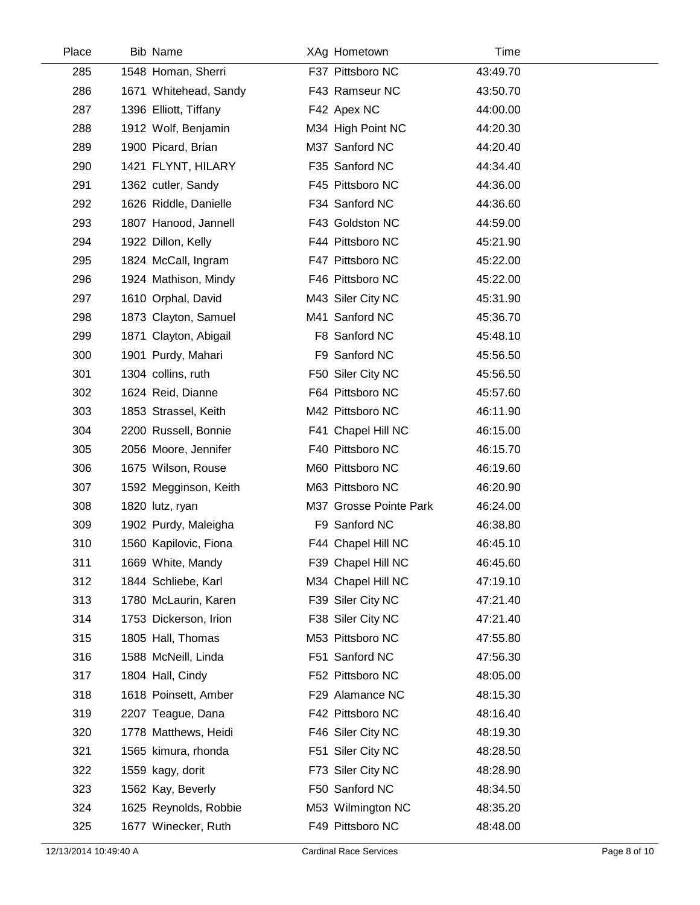| Place | Bib | Name | XAg | Hometown | Time |
|---|---|---|---|---|---|
| 285 | 1548 | Homan, Sherri | F37 | Pittsboro NC | 43:49.70 |
| 286 | 1671 | Whitehead, Sandy | F43 | Ramseur NC | 43:50.70 |
| 287 | 1396 | Elliott, Tiffany | F42 | Apex NC | 44:00.00 |
| 288 | 1912 | Wolf, Benjamin | M34 | High Point NC | 44:20.30 |
| 289 | 1900 | Picard, Brian | M37 | Sanford NC | 44:20.40 |
| 290 | 1421 | FLYNT, HILARY | F35 | Sanford NC | 44:34.40 |
| 291 | 1362 | cutler, Sandy | F45 | Pittsboro NC | 44:36.00 |
| 292 | 1626 | Riddle, Danielle | F34 | Sanford NC | 44:36.60 |
| 293 | 1807 | Hanood, Jannell | F43 | Goldston NC | 44:59.00 |
| 294 | 1922 | Dillon, Kelly | F44 | Pittsboro NC | 45:21.90 |
| 295 | 1824 | McCall, Ingram | F47 | Pittsboro NC | 45:22.00 |
| 296 | 1924 | Mathison, Mindy | F46 | Pittsboro NC | 45:22.00 |
| 297 | 1610 | Orphal, David | M43 | Siler City NC | 45:31.90 |
| 298 | 1873 | Clayton, Samuel | M41 | Sanford NC | 45:36.70 |
| 299 | 1871 | Clayton, Abigail | F8 | Sanford NC | 45:48.10 |
| 300 | 1901 | Purdy, Mahari | F9 | Sanford NC | 45:56.50 |
| 301 | 1304 | collins, ruth | F50 | Siler City NC | 45:56.50 |
| 302 | 1624 | Reid, Dianne | F64 | Pittsboro NC | 45:57.60 |
| 303 | 1853 | Strassel, Keith | M42 | Pittsboro NC | 46:11.90 |
| 304 | 2200 | Russell, Bonnie | F41 | Chapel Hill NC | 46:15.00 |
| 305 | 2056 | Moore, Jennifer | F40 | Pittsboro NC | 46:15.70 |
| 306 | 1675 | Wilson, Rouse | M60 | Pittsboro NC | 46:19.60 |
| 307 | 1592 | Megginson, Keith | M63 | Pittsboro NC | 46:20.90 |
| 308 | 1820 | lutz, ryan | M37 | Grosse Pointe Park | 46:24.00 |
| 309 | 1902 | Purdy, Maleigha | F9 | Sanford NC | 46:38.80 |
| 310 | 1560 | Kapilovic, Fiona | F44 | Chapel Hill NC | 46:45.10 |
| 311 | 1669 | White, Mandy | F39 | Chapel Hill NC | 46:45.60 |
| 312 | 1844 | Schliebe, Karl | M34 | Chapel Hill NC | 47:19.10 |
| 313 | 1780 | McLaurin, Karen | F39 | Siler City NC | 47:21.40 |
| 314 | 1753 | Dickerson, Irion | F38 | Siler City NC | 47:21.40 |
| 315 | 1805 | Hall, Thomas | M53 | Pittsboro NC | 47:55.80 |
| 316 | 1588 | McNeill, Linda | F51 | Sanford NC | 47:56.30 |
| 317 | 1804 | Hall, Cindy | F52 | Pittsboro NC | 48:05.00 |
| 318 | 1618 | Poinsett, Amber | F29 | Alamance NC | 48:15.30 |
| 319 | 2207 | Teague, Dana | F42 | Pittsboro NC | 48:16.40 |
| 320 | 1778 | Matthews, Heidi | F46 | Siler City NC | 48:19.30 |
| 321 | 1565 | kimura, rhonda | F51 | Siler City NC | 48:28.50 |
| 322 | 1559 | kagy, dorit | F73 | Siler City NC | 48:28.90 |
| 323 | 1562 | Kay, Beverly | F50 | Sanford NC | 48:34.50 |
| 324 | 1625 | Reynolds, Robbie | M53 | Wilmington NC | 48:35.20 |
| 325 | 1677 | Winecker, Ruth | F49 | Pittsboro NC | 48:48.00 |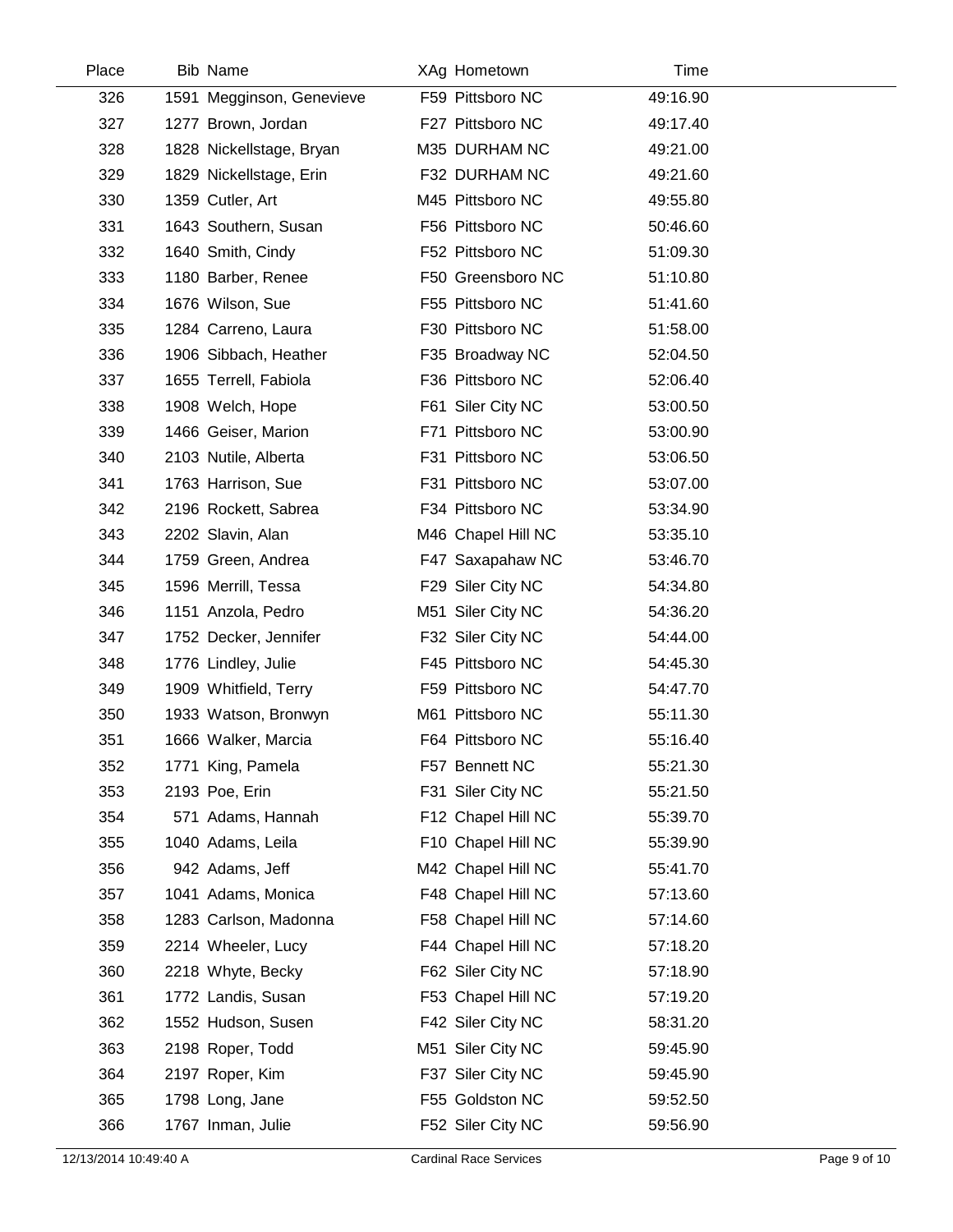| Place | Bib | Name | XAg | Hometown | Time |
|---|---|---|---|---|---|
| 326 | 1591 | Megginson, Genevieve | F59 | Pittsboro NC | 49:16.90 |
| 327 | 1277 | Brown, Jordan | F27 | Pittsboro NC | 49:17.40 |
| 328 | 1828 | Nickellstage, Bryan | M35 | DURHAM NC | 49:21.00 |
| 329 | 1829 | Nickellstage, Erin | F32 | DURHAM NC | 49:21.60 |
| 330 | 1359 | Cutler, Art | M45 | Pittsboro NC | 49:55.80 |
| 331 | 1643 | Southern, Susan | F56 | Pittsboro NC | 50:46.60 |
| 332 | 1640 | Smith, Cindy | F52 | Pittsboro NC | 51:09.30 |
| 333 | 1180 | Barber, Renee | F50 | Greensboro NC | 51:10.80 |
| 334 | 1676 | Wilson, Sue | F55 | Pittsboro NC | 51:41.60 |
| 335 | 1284 | Carreno, Laura | F30 | Pittsboro NC | 51:58.00 |
| 336 | 1906 | Sibbach, Heather | F35 | Broadway NC | 52:04.50 |
| 337 | 1655 | Terrell, Fabiola | F36 | Pittsboro NC | 52:06.40 |
| 338 | 1908 | Welch, Hope | F61 | Siler City NC | 53:00.50 |
| 339 | 1466 | Geiser, Marion | F71 | Pittsboro NC | 53:00.90 |
| 340 | 2103 | Nutile, Alberta | F31 | Pittsboro NC | 53:06.50 |
| 341 | 1763 | Harrison, Sue | F31 | Pittsboro NC | 53:07.00 |
| 342 | 2196 | Rockett, Sabrea | F34 | Pittsboro NC | 53:34.90 |
| 343 | 2202 | Slavin, Alan | M46 | Chapel Hill NC | 53:35.10 |
| 344 | 1759 | Green, Andrea | F47 | Saxapahaw NC | 53:46.70 |
| 345 | 1596 | Merrill, Tessa | F29 | Siler City NC | 54:34.80 |
| 346 | 1151 | Anzola, Pedro | M51 | Siler City NC | 54:36.20 |
| 347 | 1752 | Decker, Jennifer | F32 | Siler City NC | 54:44.00 |
| 348 | 1776 | Lindley, Julie | F45 | Pittsboro NC | 54:45.30 |
| 349 | 1909 | Whitfield, Terry | F59 | Pittsboro NC | 54:47.70 |
| 350 | 1933 | Watson, Bronwyn | M61 | Pittsboro NC | 55:11.30 |
| 351 | 1666 | Walker, Marcia | F64 | Pittsboro NC | 55:16.40 |
| 352 | 1771 | King, Pamela | F57 | Bennett NC | 55:21.30 |
| 353 | 2193 | Poe, Erin | F31 | Siler City NC | 55:21.50 |
| 354 | 571 | Adams, Hannah | F12 | Chapel Hill NC | 55:39.70 |
| 355 | 1040 | Adams, Leila | F10 | Chapel Hill NC | 55:39.90 |
| 356 | 942 | Adams, Jeff | M42 | Chapel Hill NC | 55:41.70 |
| 357 | 1041 | Adams, Monica | F48 | Chapel Hill NC | 57:13.60 |
| 358 | 1283 | Carlson, Madonna | F58 | Chapel Hill NC | 57:14.60 |
| 359 | 2214 | Wheeler, Lucy | F44 | Chapel Hill NC | 57:18.20 |
| 360 | 2218 | Whyte, Becky | F62 | Siler City NC | 57:18.90 |
| 361 | 1772 | Landis, Susan | F53 | Chapel Hill NC | 57:19.20 |
| 362 | 1552 | Hudson, Susen | F42 | Siler City NC | 58:31.20 |
| 363 | 2198 | Roper, Todd | M51 | Siler City NC | 59:45.90 |
| 364 | 2197 | Roper, Kim | F37 | Siler City NC | 59:45.90 |
| 365 | 1798 | Long, Jane | F55 | Goldston NC | 59:52.50 |
| 366 | 1767 | Inman, Julie | F52 | Siler City NC | 59:56.90 |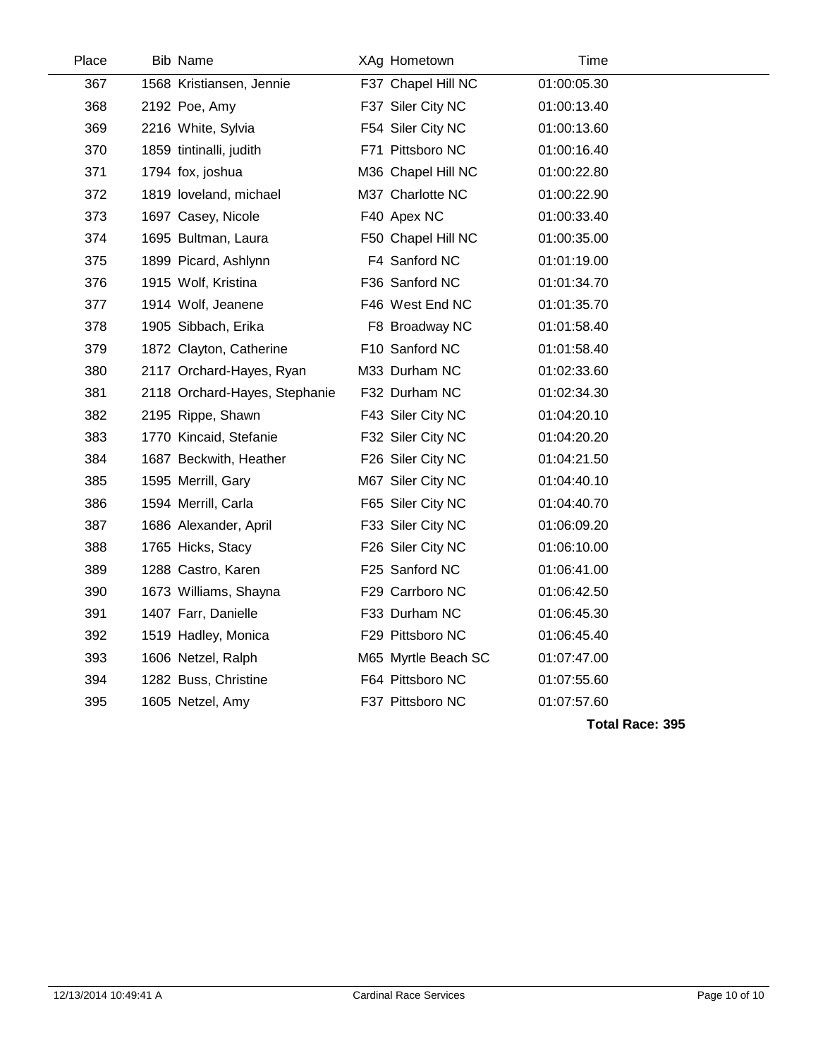| Place | Bib | Name | XAg | Hometown | Time |
|---|---|---|---|---|---|
| 367 | 1568 | Kristiansen, Jennie | F37 | Chapel Hill NC | 01:00:05.30 |
| 368 | 2192 | Poe, Amy | F37 | Siler City NC | 01:00:13.40 |
| 369 | 2216 | White, Sylvia | F54 | Siler City NC | 01:00:13.60 |
| 370 | 1859 | tintinalli, judith | F71 | Pittsboro NC | 01:00:16.40 |
| 371 | 1794 | fox, joshua | M36 | Chapel Hill NC | 01:00:22.80 |
| 372 | 1819 | loveland, michael | M37 | Charlotte NC | 01:00:22.90 |
| 373 | 1697 | Casey, Nicole | F40 | Apex NC | 01:00:33.40 |
| 374 | 1695 | Bultman, Laura | F50 | Chapel Hill NC | 01:00:35.00 |
| 375 | 1899 | Picard, Ashlynn | F4 | Sanford NC | 01:01:19.00 |
| 376 | 1915 | Wolf, Kristina | F36 | Sanford NC | 01:01:34.70 |
| 377 | 1914 | Wolf, Jeanene | F46 | West End NC | 01:01:35.70 |
| 378 | 1905 | Sibbach, Erika | F8 | Broadway NC | 01:01:58.40 |
| 379 | 1872 | Clayton, Catherine | F10 | Sanford NC | 01:01:58.40 |
| 380 | 2117 | Orchard-Hayes, Ryan | M33 | Durham NC | 01:02:33.60 |
| 381 | 2118 | Orchard-Hayes, Stephanie | F32 | Durham NC | 01:02:34.30 |
| 382 | 2195 | Rippe, Shawn | F43 | Siler City NC | 01:04:20.10 |
| 383 | 1770 | Kincaid, Stefanie | F32 | Siler City NC | 01:04:20.20 |
| 384 | 1687 | Beckwith, Heather | F26 | Siler City NC | 01:04:21.50 |
| 385 | 1595 | Merrill, Gary | M67 | Siler City NC | 01:04:40.10 |
| 386 | 1594 | Merrill, Carla | F65 | Siler City NC | 01:04:40.70 |
| 387 | 1686 | Alexander, April | F33 | Siler City NC | 01:06:09.20 |
| 388 | 1765 | Hicks, Stacy | F26 | Siler City NC | 01:06:10.00 |
| 389 | 1288 | Castro, Karen | F25 | Sanford NC | 01:06:41.00 |
| 390 | 1673 | Williams, Shayna | F29 | Carrboro NC | 01:06:42.50 |
| 391 | 1407 | Farr, Danielle | F33 | Durham NC | 01:06:45.30 |
| 392 | 1519 | Hadley, Monica | F29 | Pittsboro NC | 01:06:45.40 |
| 393 | 1606 | Netzel, Ralph | M65 | Myrtle Beach SC | 01:07:47.00 |
| 394 | 1282 | Buss, Christine | F64 | Pittsboro NC | 01:07:55.60 |
| 395 | 1605 | Netzel, Amy | F37 | Pittsboro NC | 01:07:57.60 |

**Total Race: 395**

12/13/2014 10:49:41 A    Cardinal Race Services